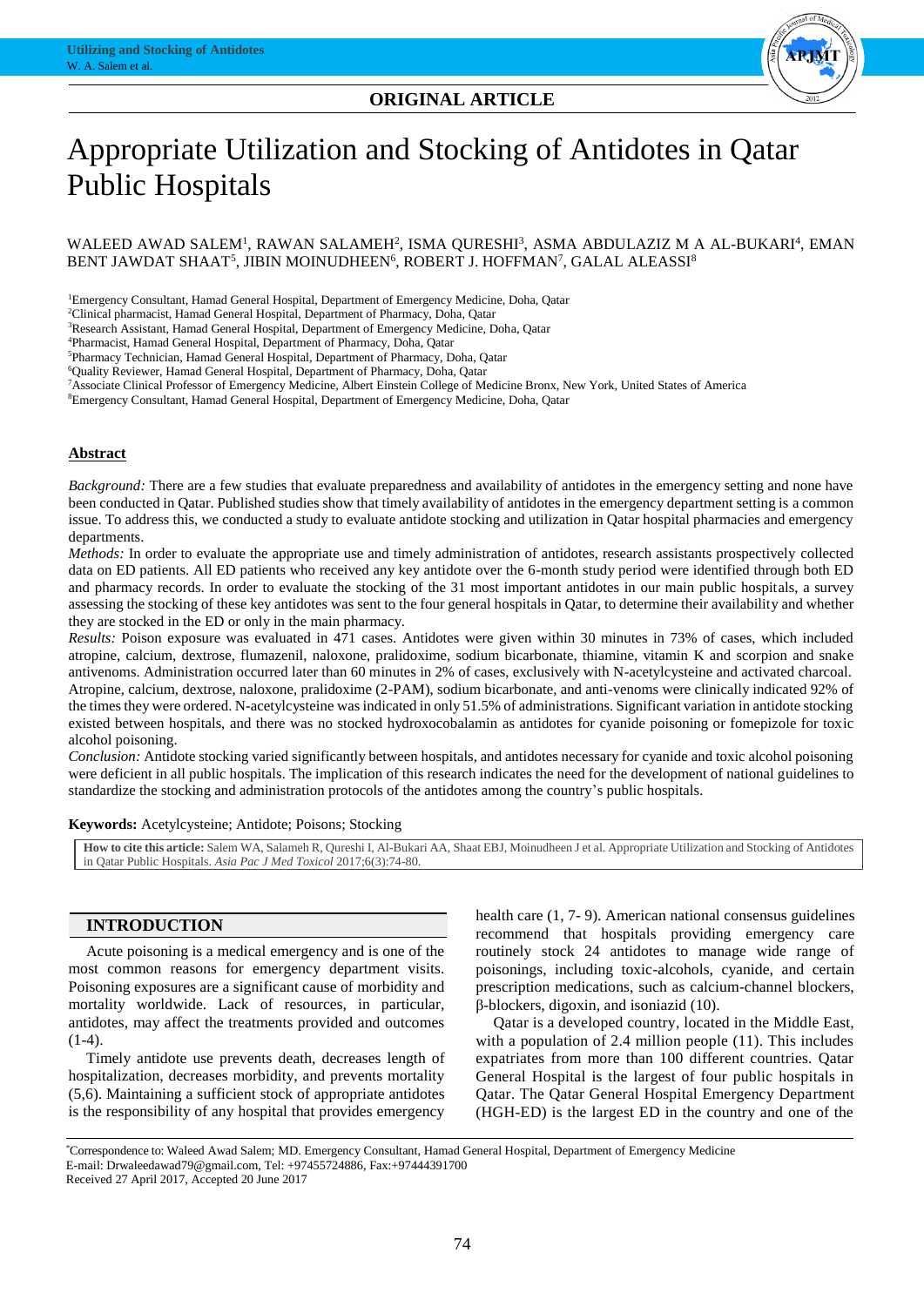**ORIGINAL ARTICLE**

# Appropriate Utilization and Stocking of Antidotes in Qatar Public Hospitals

WALEED AWAD SALEM[1], RAWAN SALAMEH[2], ISMA QURESHI[3], ASMA ABDULAZIZ M A AL-BUKARI[4], EMAN BENT JAWDAT SHAAT[5], JIBIN MOINUDHEEN[6], ROBERT J. HOFFMAN[7], GALAL ALEASSI[8]

[1]Emergency Consultant, Hamad General Hospital, Department of Emergency Medicine, Doha, Qatar
[2]Clinical pharmacist, Hamad General Hospital, Department of Pharmacy, Doha, Qatar
[3]Research Assistant, Hamad General Hospital, Department of Emergency Medicine, Doha, Qatar
[4]Pharmacist, Hamad General Hospital, Department of Pharmacy, Doha, Qatar
[5]Pharmacy Technician, Hamad General Hospital, Department of Pharmacy, Doha, Qatar
[6]Quality Reviewer, Hamad General Hospital, Department of Pharmacy, Doha, Qatar
[7]Associate Clinical Professor of Emergency Medicine, Albert Einstein College of Medicine Bronx, New York, United States of America
[8]Emergency Consultant, Hamad General Hospital, Department of Emergency Medicine, Doha, Qatar

## Abstract

*Background:* There are a few studies that evaluate preparedness and availability of antidotes in the emergency setting and none have been conducted in Qatar. Published studies show that timely availability of antidotes in the emergency department setting is a common issue. To address this, we conducted a study to evaluate antidote stocking and utilization in Qatar hospital pharmacies and emergency departments.

*Methods:* In order to evaluate the appropriate use and timely administration of antidotes, research assistants prospectively collected data on ED patients. All ED patients who received any key antidote over the 6-month study period were identified through both ED and pharmacy records. In order to evaluate the stocking of the 31 most important antidotes in our main public hospitals, a survey assessing the stocking of these key antidotes was sent to the four general hospitals in Qatar, to determine their availability and whether they are stocked in the ED or only in the main pharmacy.

*Results:* Poison exposure was evaluated in 471 cases. Antidotes were given within 30 minutes in 73% of cases, which included atropine, calcium, dextrose, flumazenil, naloxone, pralidoxime, sodium bicarbonate, thiamine, vitamin K and scorpion and snake antivenoms. Administration occurred later than 60 minutes in 2% of cases, exclusively with N-acetylcysteine and activated charcoal. Atropine, calcium, dextrose, naloxone, pralidoxime (2-PAM), sodium bicarbonate, and anti-venoms were clinically indicated 92% of the times they were ordered. N-acetylcysteine was indicated in only 51.5% of administrations. Significant variation in antidote stocking existed between hospitals, and there was no stocked hydroxocobalamin as antidotes for cyanide poisoning or fomepizole for toxic alcohol poisoning.

*Conclusion:* Antidote stocking varied significantly between hospitals, and antidotes necessary for cyanide and toxic alcohol poisoning were deficient in all public hospitals. The implication of this research indicates the need for the development of national guidelines to standardize the stocking and administration protocols of the antidotes among the country's public hospitals.

**Keywords:** Acetylcysteine; Antidote; Poisons; Stocking

**How to cite this article:** Salem WA, Salameh R, Qureshi I, Al-Bukari AA, Shaat EBJ, Moinudheen J et al. Appropriate Utilization and Stocking of Antidotes in Qatar Public Hospitals. *Asia Pac J Med Toxicol* 2017;6(3):74-80.

## INTRODUCTION

Acute poisoning is a medical emergency and is one of the most common reasons for emergency department visits. Poisoning exposures are a significant cause of morbidity and mortality worldwide. Lack of resources, in particular, antidotes, may affect the treatments provided and outcomes (1-4).

Timely antidote use prevents death, decreases length of hospitalization, decreases morbidity, and prevents mortality (5,6). Maintaining a sufficient stock of appropriate antidotes is the responsibility of any hospital that provides emergency health care (1, 7- 9). American national consensus guidelines recommend that hospitals providing emergency care routinely stock 24 antidotes to manage wide range of poisonings, including toxic-alcohols, cyanide, and certain prescription medications, such as calcium-channel blockers, β-blockers, digoxin, and isoniazid (10).

Qatar is a developed country, located in the Middle East, with a population of 2.4 million people (11). This includes expatriates from more than 100 different countries. Qatar General Hospital is the largest of four public hospitals in Qatar. The Qatar General Hospital Emergency Department (HGH-ED) is the largest ED in the country and one of the

*Correspondence to: Waleed Awad Salem; MD. Emergency Consultant, Hamad General Hospital, Department of Emergency Medicine
E-mail: Drwaleedawad79@gmail.com, Tel: +97455724886, Fax:+97444391700
Received 27 April 2017, Accepted 20 June 2017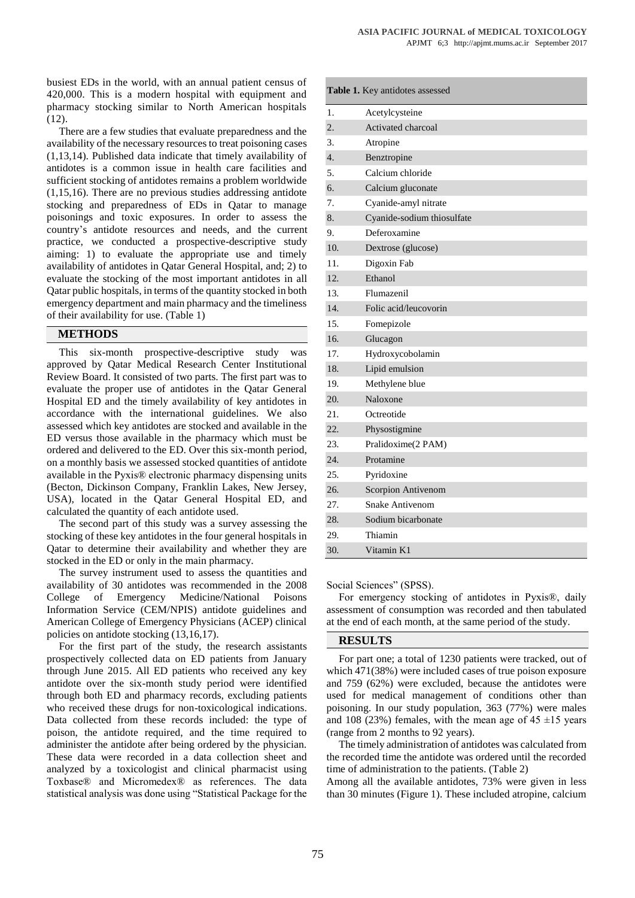busiest EDs in the world, with an annual patient census of 420,000. This is a modern hospital with equipment and pharmacy stocking similar to North American hospitals (12).

There are a few studies that evaluate preparedness and the availability of the necessary resources to treat poisoning cases (1,13,14). Published data indicate that timely availability of antidotes is a common issue in health care facilities and sufficient stocking of antidotes remains a problem worldwide (1,15,16). There are no previous studies addressing antidote stocking and preparedness of EDs in Qatar to manage poisonings and toxic exposures. In order to assess the country's antidote resources and needs, and the current practice, we conducted a prospective-descriptive study aiming: 1) to evaluate the appropriate use and timely availability of antidotes in Qatar General Hospital, and; 2) to evaluate the stocking of the most important antidotes in all Qatar public hospitals, in terms of the quantity stocked in both emergency department and main pharmacy and the timeliness of their availability for use. (Table 1)

## METHODS

This six-month prospective-descriptive study was approved by Qatar Medical Research Center Institutional Review Board. It consisted of two parts. The first part was to evaluate the proper use of antidotes in the Qatar General Hospital ED and the timely availability of key antidotes in accordance with the international guidelines. We also assessed which key antidotes are stocked and available in the ED versus those available in the pharmacy which must be ordered and delivered to the ED. Over this six-month period, on a monthly basis we assessed stocked quantities of antidote available in the Pyxis® electronic pharmacy dispensing units (Becton, Dickinson Company, Franklin Lakes, New Jersey, USA), located in the Qatar General Hospital ED, and calculated the quantity of each antidote used.

The second part of this study was a survey assessing the stocking of these key antidotes in the four general hospitals in Qatar to determine their availability and whether they are stocked in the ED or only in the main pharmacy.

The survey instrument used to assess the quantities and availability of 30 antidotes was recommended in the 2008 College of Emergency Medicine/National Poisons Information Service (CEM/NPIS) antidote guidelines and American College of Emergency Physicians (ACEP) clinical policies on antidote stocking (13,16,17).

For the first part of the study, the research assistants prospectively collected data on ED patients from January through June 2015. All ED patients who received any key antidote over the six-month study period were identified through both ED and pharmacy records, excluding patients who received these drugs for non-toxicological indications. Data collected from these records included: the type of poison, the antidote required, and the time required to administer the antidote after being ordered by the physician. These data were recorded in a data collection sheet and analyzed by a toxicologist and clinical pharmacist using Toxbase® and Micromedex® as references. The data statistical analysis was done using "Statistical Package for the Social Sciences" (SPSS).

For emergency stocking of antidotes in Pyxis®, daily assessment of consumption was recorded and then tabulated at the end of each month, at the same period of the study.

**Table 1.** Key antidotes assessed

| | |
|---|---|
| 1. | Acetylcysteine |
| 2. | Activated charcoal |
| 3. | Atropine |
| 4. | Benztropine |
| 5. | Calcium chloride |
| 6. | Calcium gluconate |
| 7. | Cyanide-amyl nitrate |
| 8. | Cyanide-sodium thiosulfate |
| 9. | Deferoxamine |
| 10. | Dextrose (glucose) |
| 11. | Digoxin Fab |
| 12. | Ethanol |
| 13. | Flumazenil |
| 14. | Folic acid/leucovorin |
| 15. | Fomepizole |
| 16. | Glucagon |
| 17. | Hydroxycobolamin |
| 18. | Lipid emulsion |
| 19. | Methylene blue |
| 20. | Naloxone |
| 21. | Octreotide |
| 22. | Physostigmine |
| 23. | Pralidoxime(2 PAM) |
| 24. | Protamine |
| 25. | Pyridoxine |
| 26. | Scorpion Antivenom |
| 27. | Snake Antivenom |
| 28. | Sodium bicarbonate |
| 29. | Thiamin |
| 30. | Vitamin K1 |

## RESULTS

For part one; a total of 1230 patients were tracked, out of which 471(38%) were included cases of true poison exposure and 759 (62%) were excluded, because the antidotes were used for medical management of conditions other than poisoning. In our study population, 363 (77%) were males and 108 (23%) females, with the mean age of 45 ±15 years (range from 2 months to 92 years).

The timely administration of antidotes was calculated from the recorded time the antidote was ordered until the recorded time of administration to the patients. (Table 2)

Among all the available antidotes, 73% were given in less than 30 minutes (Figure 1). These included atropine, calcium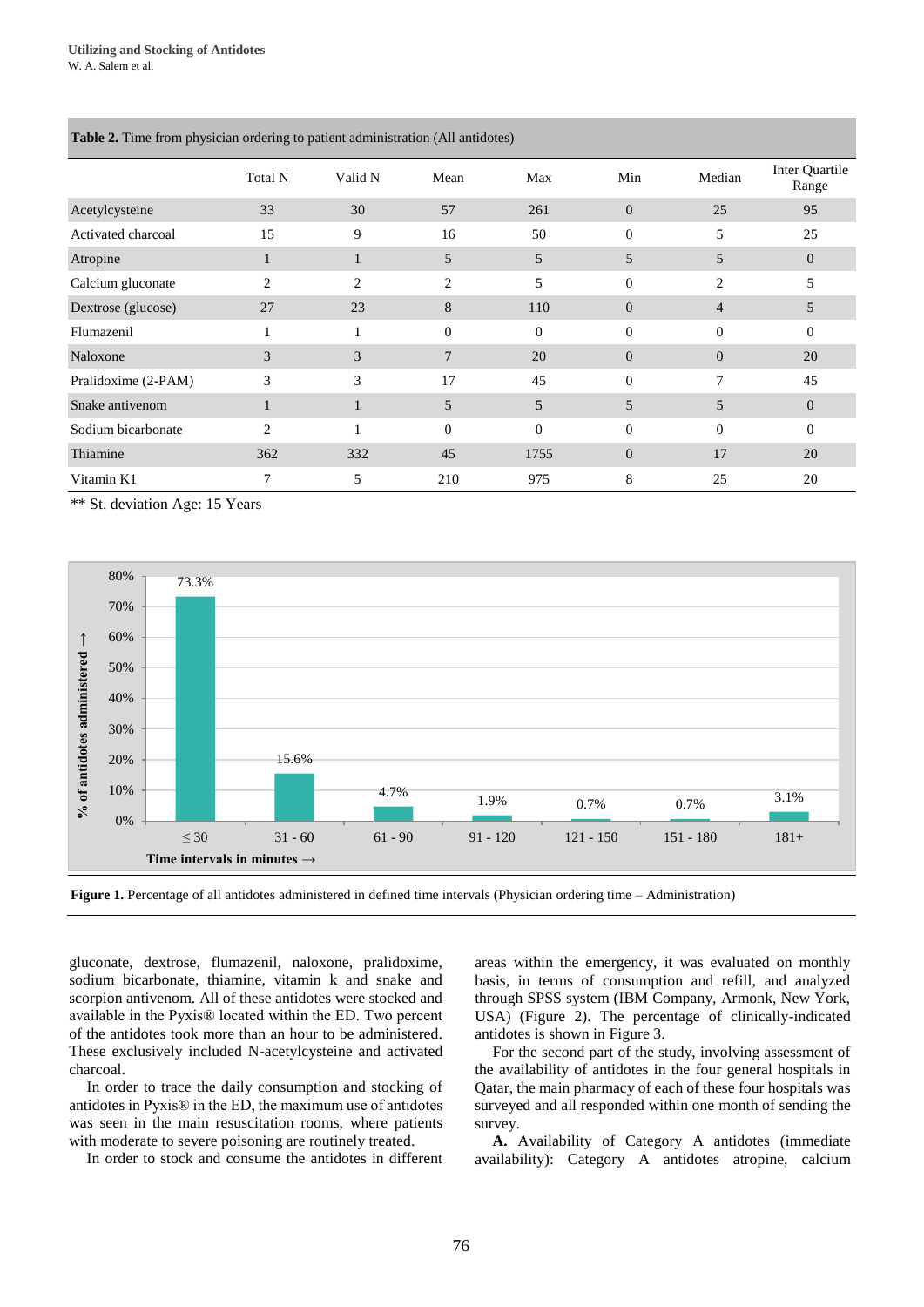**Table 2.** Time from physician ordering to patient administration (All antidotes)

| | Total N | Valid N | Mean | Max | Min | Median | Inter Quartile Range |
|---|---|---|---|---|---|---|---|
| Acetylcysteine | 33 | 30 | 57 | 261 | 0 | 25 | 95 |
| Activated charcoal | 15 | 9 | 16 | 50 | 0 | 5 | 25 |
| Atropine | 1 | 1 | 5 | 5 | 5 | 5 | 0 |
| Calcium gluconate | 2 | 2 | 2 | 5 | 0 | 2 | 5 |
| Dextrose (glucose) | 27 | 23 | 8 | 110 | 0 | 4 | 5 |
| Flumazenil | 1 | 1 | 0 | 0 | 0 | 0 | 0 |
| Naloxone | 3 | 3 | 7 | 20 | 0 | 0 | 20 |
| Pralidoxime (2-PAM) | 3 | 3 | 17 | 45 | 0 | 7 | 45 |
| Snake antivenom | 1 | 1 | 5 | 5 | 5 | 5 | 0 |
| Sodium bicarbonate | 2 | 1 | 0 | 0 | 0 | 0 | 0 |
| Thiamine | 362 | 332 | 45 | 1755 | 0 | 17 | 20 |
| Vitamin K1 | 7 | 5 | 210 | 975 | 8 | 25 | 20 |

** St. deviation Age: 15 Years

| Time intervals in minutes | ≤ 30 | 31 - 60 | 61 - 90 | 91 - 120 | 121 - 150 | 151 - 180 | 181+ |
|---|---|---|---|---|---|---|---|
| % of antidotes administered | 73.3% | 15.6% | 4.7% | 1.9% | 0.7% | 0.7% | 3.1% |

**Figure 1.** Percentage of all antidotes administered in defined time intervals (Physician ordering time – Administration)

gluconate, dextrose, flumazenil, naloxone, pralidoxime, sodium bicarbonate, thiamine, vitamin k and snake and scorpion antivenom. All of these antidotes were stocked and available in the Pyxis® located within the ED. Two percent of the antidotes took more than an hour to be administered. These exclusively included N-acetylcysteine and activated charcoal.

In order to trace the daily consumption and stocking of antidotes in Pyxis® in the ED, the maximum use of antidotes was seen in the main resuscitation rooms, where patients with moderate to severe poisoning are routinely treated.

In order to stock and consume the antidotes in different areas within the emergency, it was evaluated on monthly basis, in terms of consumption and refill, and analyzed through SPSS system (IBM Company, Armonk, New York, USA) (Figure 2). The percentage of clinically-indicated antidotes is shown in Figure 3.

For the second part of the study, involving assessment of the availability of antidotes in the four general hospitals in Qatar, the main pharmacy of each of these four hospitals was surveyed and all responded within one month of sending the survey.

**A.** Availability of Category A antidotes (immediate availability): Category A antidotes atropine, calcium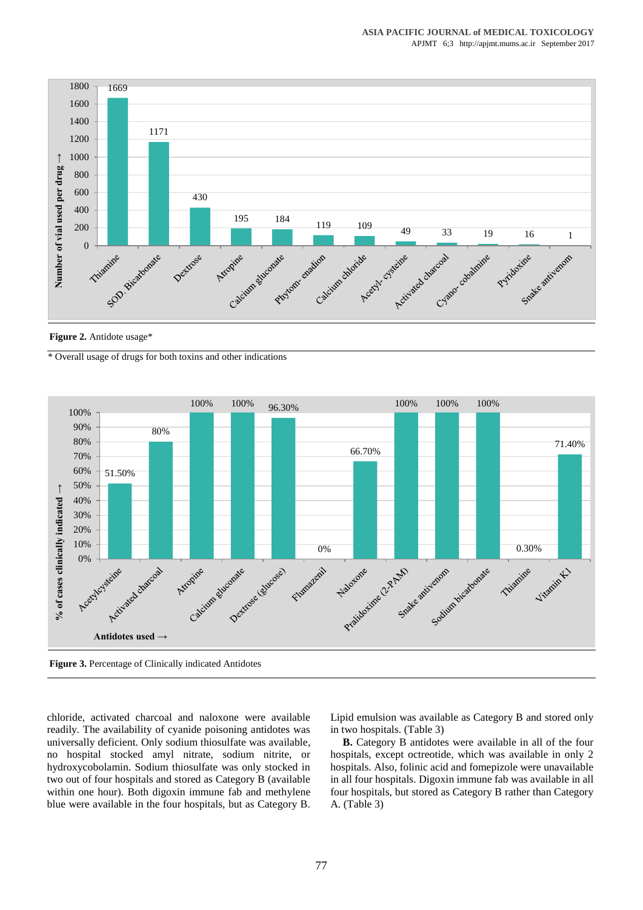**Figure 2.** Antidote usage*

* Overall usage of drugs for both toxins and other indications

**Figure 3.** Percentage of Clinically indicated Antidotes

chloride, activated charcoal and naloxone were available readily. The availability of cyanide poisoning antidotes was universally deficient. Only sodium thiosulfate was available, no hospital stocked amyl nitrate, sodium nitrite, or hydroxycobolamin. Sodium thiosulfate was only stocked in two out of four hospitals and stored as Category B (available within one hour). Both digoxin immune fab and methylene blue were available in the four hospitals, but as Category B. Lipid emulsion was available as Category B and stored only in two hospitals. (Table 3)

**B.** Category B antidotes were available in all of the four hospitals, except octreotide, which was available in only 2 hospitals. Also, folinic acid and fomepizole were unavailable in all four hospitals. Digoxin immune fab was available in all four hospitals, but stored as Category B rather than Category A. (Table 3)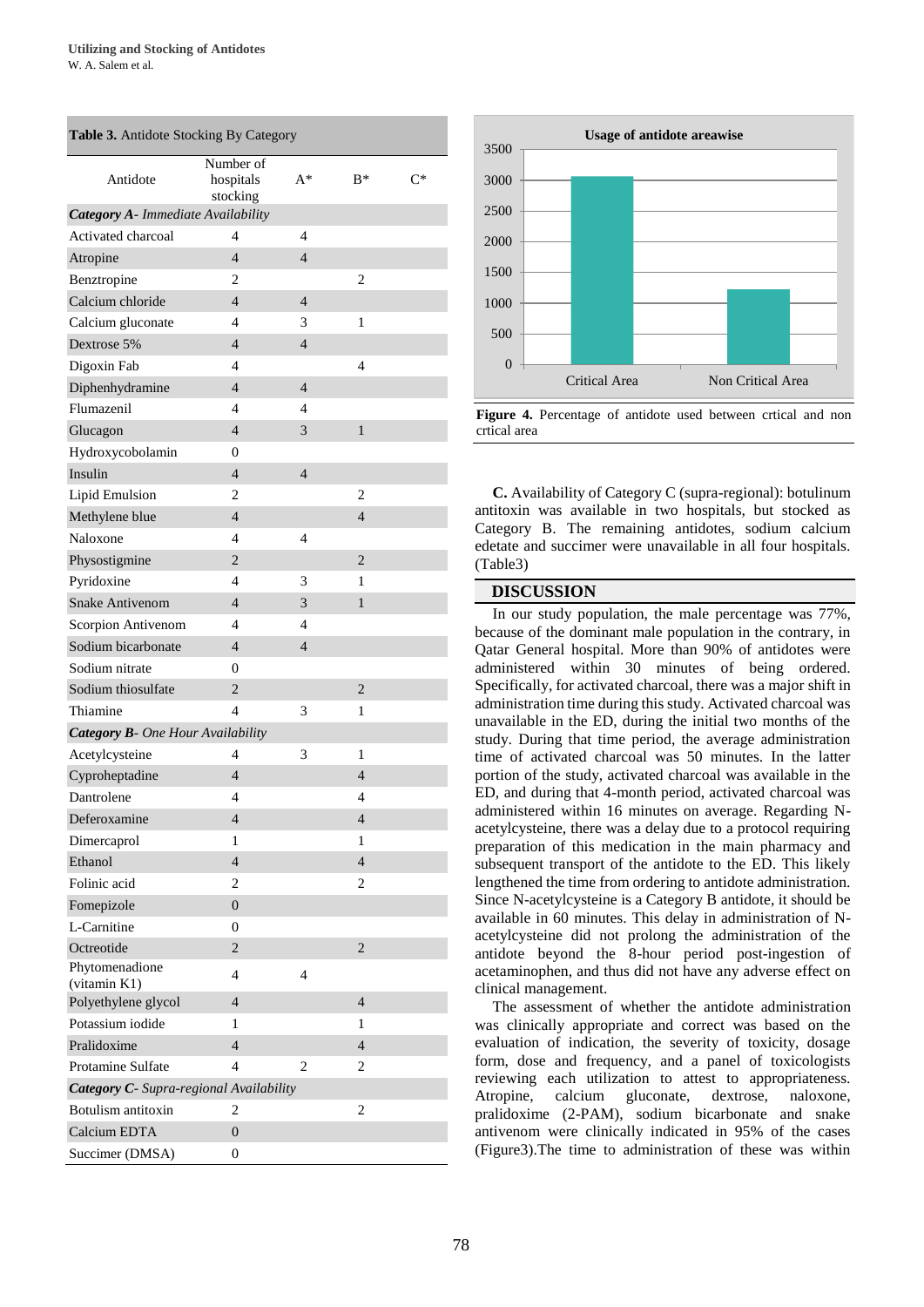**Table 3.** Antidote Stocking By Category

| Antidote | Number of hospitals stocking | A* | B* | C* |
|---|---|---|---|---|
| ***Category A**- Immediate Availability* | | | | |
| Activated charcoal | 4 | 4 | | |
| Atropine | 4 | 4 | | |
| Benztropine | 2 | | 2 | |
| Calcium chloride | 4 | 4 | | |
| Calcium gluconate | 4 | 3 | 1 | |
| Dextrose 5% | 4 | 4 | | |
| Digoxin Fab | 4 | | 4 | |
| Diphenhydramine | 4 | 4 | | |
| Flumazenil | 4 | 4 | | |
| Glucagon | 4 | 3 | 1 | |
| Hydroxycobolamin | 0 | | | |
| Insulin | 4 | 4 | | |
| Lipid Emulsion | 2 | | 2 | |
| Methylene blue | 4 | | 4 | |
| Naloxone | 4 | 4 | | |
| Physostigmine | 2 | | 2 | |
| Pyridoxine | 4 | 3 | 1 | |
| Snake Antivenom | 4 | 3 | 1 | |
| Scorpion Antivenom | 4 | 4 | | |
| Sodium bicarbonate | 4 | 4 | | |
| Sodium nitrate | 0 | | | |
| Sodium thiosulfate | 2 | | 2 | |
| Thiamine | 4 | 3 | 1 | |
| ***Category B**- One Hour Availability* | | | | |
| Acetylcysteine | 4 | 3 | 1 | |
| Cyproheptadine | 4 | | 4 | |
| Dantrolene | 4 | | 4 | |
| Deferoxamine | 4 | | 4 | |
| Dimercaprol | 1 | | 1 | |
| Ethanol | 4 | | 4 | |
| Folinic acid | 2 | | 2 | |
| Fomepizole | 0 | | | |
| L-Carnitine | 0 | | | |
| Octreotide | 2 | | 2 | |
| Phytomenadione (vitamin K1) | 4 | 4 | | |
| Polyethylene glycol | 4 | | 4 | |
| Potassium iodide | 1 | | 1 | |
| Pralidoxime | 4 | | 4 | |
| Protamine Sulfate | 4 | 2 | 2 | |
| ***Category C**- Supra-regional Availability* | | | | |
| Botulism antitoxin | 2 | | 2 | |
| Calcium EDTA | 0 | | | |
| Succimer (DMSA) | 0 | | | |

**Usage of antidote areawise**

| Area | Usage |
|---|---|
| Critical Area | ~3050 |
| Non Critical Area | ~1220 |

**Figure 4.** Percentage of antidote used between crtical and non crtical area

**C.** Availability of Category C (supra-regional): botulinum antitoxin was available in two hospitals, but stocked as Category B. The remaining antidotes, sodium calcium edetate and succimer were unavailable in all four hospitals. (Table3)

## DISCUSSION

In our study population, the male percentage was 77%, because of the dominant male population in the contrary, in Qatar General hospital. More than 90% of antidotes were administered within 30 minutes of being ordered. Specifically, for activated charcoal, there was a major shift in administration time during this study. Activated charcoal was unavailable in the ED, during the initial two months of the study. During that time period, the average administration time of activated charcoal was 50 minutes. In the latter portion of the study, activated charcoal was available in the ED, and during that 4-month period, activated charcoal was administered within 16 minutes on average. Regarding N-acetylcysteine, there was a delay due to a protocol requiring preparation of this medication in the main pharmacy and subsequent transport of the antidote to the ED. This likely lengthened the time from ordering to antidote administration. Since N-acetylcysteine is a Category B antidote, it should be available in 60 minutes. This delay in administration of N-acetylcysteine did not prolong the administration of the antidote beyond the 8-hour period post-ingestion of acetaminophen, and thus did not have any adverse effect on clinical management.

The assessment of whether the antidote administration was clinically appropriate and correct was based on the evaluation of indication, the severity of toxicity, dosage form, dose and frequency, and a panel of toxicologists reviewing each utilization to attest to appropriateness. Atropine, calcium gluconate, dextrose, naloxone, pralidoxime (2-PAM), sodium bicarbonate and snake antivenom were clinically indicated in 95% of the cases (Figure3).The time to administration of these was within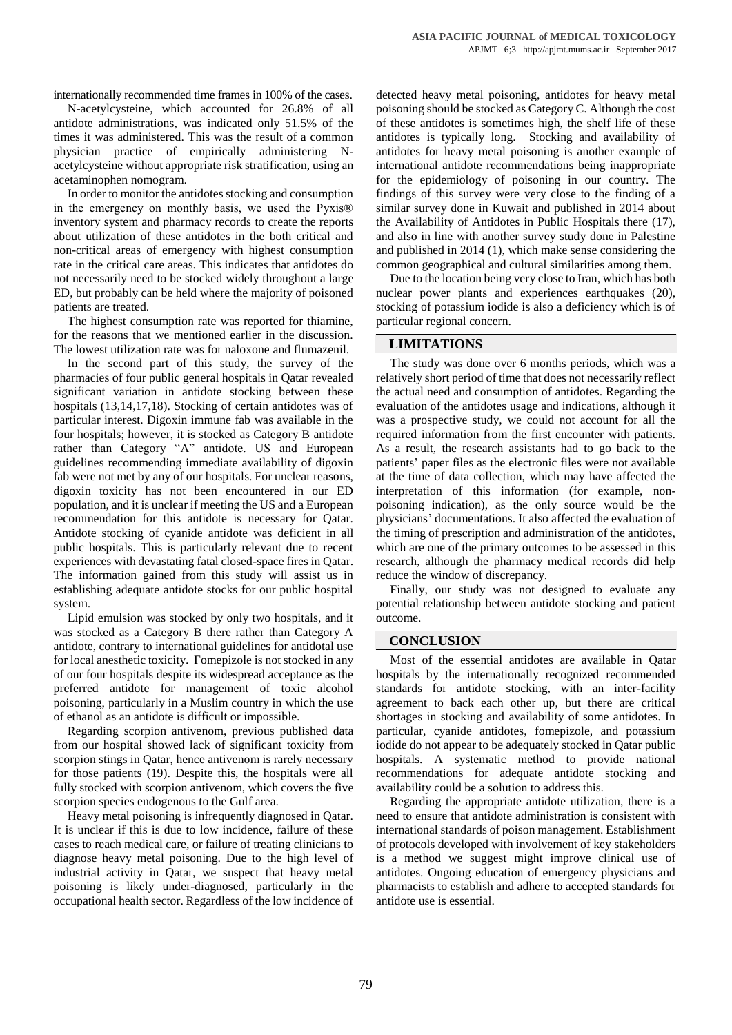internationally recommended time frames in 100% of the cases.

N-acetylcysteine, which accounted for 26.8% of all antidote administrations, was indicated only 51.5% of the times it was administered. This was the result of a common physician practice of empirically administering N-acetylcysteine without appropriate risk stratification, using an acetaminophen nomogram.

In order to monitor the antidotes stocking and consumption in the emergency on monthly basis, we used the Pyxis® inventory system and pharmacy records to create the reports about utilization of these antidotes in the both critical and non-critical areas of emergency with highest consumption rate in the critical care areas. This indicates that antidotes do not necessarily need to be stocked widely throughout a large ED, but probably can be held where the majority of poisoned patients are treated.

The highest consumption rate was reported for thiamine, for the reasons that we mentioned earlier in the discussion. The lowest utilization rate was for naloxone and flumazenil.

In the second part of this study, the survey of the pharmacies of four public general hospitals in Qatar revealed significant variation in antidote stocking between these hospitals (13,14,17,18). Stocking of certain antidotes was of particular interest. Digoxin immune fab was available in the four hospitals; however, it is stocked as Category B antidote rather than Category "A" antidote. US and European guidelines recommending immediate availability of digoxin fab were not met by any of our hospitals. For unclear reasons, digoxin toxicity has not been encountered in our ED population, and it is unclear if meeting the US and a European recommendation for this antidote is necessary for Qatar. Antidote stocking of cyanide antidote was deficient in all public hospitals. This is particularly relevant due to recent experiences with devastating fatal closed-space fires in Qatar. The information gained from this study will assist us in establishing adequate antidote stocks for our public hospital system.

Lipid emulsion was stocked by only two hospitals, and it was stocked as a Category B there rather than Category A antidote, contrary to international guidelines for antidotal use for local anesthetic toxicity. Fomepizole is not stocked in any of our four hospitals despite its widespread acceptance as the preferred antidote for management of toxic alcohol poisoning, particularly in a Muslim country in which the use of ethanol as an antidote is difficult or impossible.

Regarding scorpion antivenom, previous published data from our hospital showed lack of significant toxicity from scorpion stings in Qatar, hence antivenom is rarely necessary for those patients (19). Despite this, the hospitals were all fully stocked with scorpion antivenom, which covers the five scorpion species endogenous to the Gulf area.

Heavy metal poisoning is infrequently diagnosed in Qatar. It is unclear if this is due to low incidence, failure of these cases to reach medical care, or failure of treating clinicians to diagnose heavy metal poisoning. Due to the high level of industrial activity in Qatar, we suspect that heavy metal poisoning is likely under-diagnosed, particularly in the occupational health sector. Regardless of the low incidence of detected heavy metal poisoning, antidotes for heavy metal poisoning should be stocked as Category C. Although the cost of these antidotes is sometimes high, the shelf life of these antidotes is typically long. Stocking and availability of antidotes for heavy metal poisoning is another example of international antidote recommendations being inappropriate for the epidemiology of poisoning in our country. The findings of this survey were very close to the finding of a similar survey done in Kuwait and published in 2014 about the Availability of Antidotes in Public Hospitals there (17), and also in line with another survey study done in Palestine and published in 2014 (1), which make sense considering the common geographical and cultural similarities among them.

Due to the location being very close to Iran, which has both nuclear power plants and experiences earthquakes (20), stocking of potassium iodide is also a deficiency which is of particular regional concern.

## LIMITATIONS

The study was done over 6 months periods, which was a relatively short period of time that does not necessarily reflect the actual need and consumption of antidotes. Regarding the evaluation of the antidotes usage and indications, although it was a prospective study, we could not account for all the required information from the first encounter with patients. As a result, the research assistants had to go back to the patients' paper files as the electronic files were not available at the time of data collection, which may have affected the interpretation of this information (for example, non-poisoning indication), as the only source would be the physicians' documentations. It also affected the evaluation of the timing of prescription and administration of the antidotes, which are one of the primary outcomes to be assessed in this research, although the pharmacy medical records did help reduce the window of discrepancy.

Finally, our study was not designed to evaluate any potential relationship between antidote stocking and patient outcome.

## CONCLUSION

Most of the essential antidotes are available in Qatar hospitals by the internationally recognized recommended standards for antidote stocking, with an inter-facility agreement to back each other up, but there are critical shortages in stocking and availability of some antidotes. In particular, cyanide antidotes, fomepizole, and potassium iodide do not appear to be adequately stocked in Qatar public hospitals. A systematic method to provide national recommendations for adequate antidote stocking and availability could be a solution to address this.

Regarding the appropriate antidote utilization, there is a need to ensure that antidote administration is consistent with international standards of poison management. Establishment of protocols developed with involvement of key stakeholders is a method we suggest might improve clinical use of antidotes. Ongoing education of emergency physicians and pharmacists to establish and adhere to accepted standards for antidote use is essential.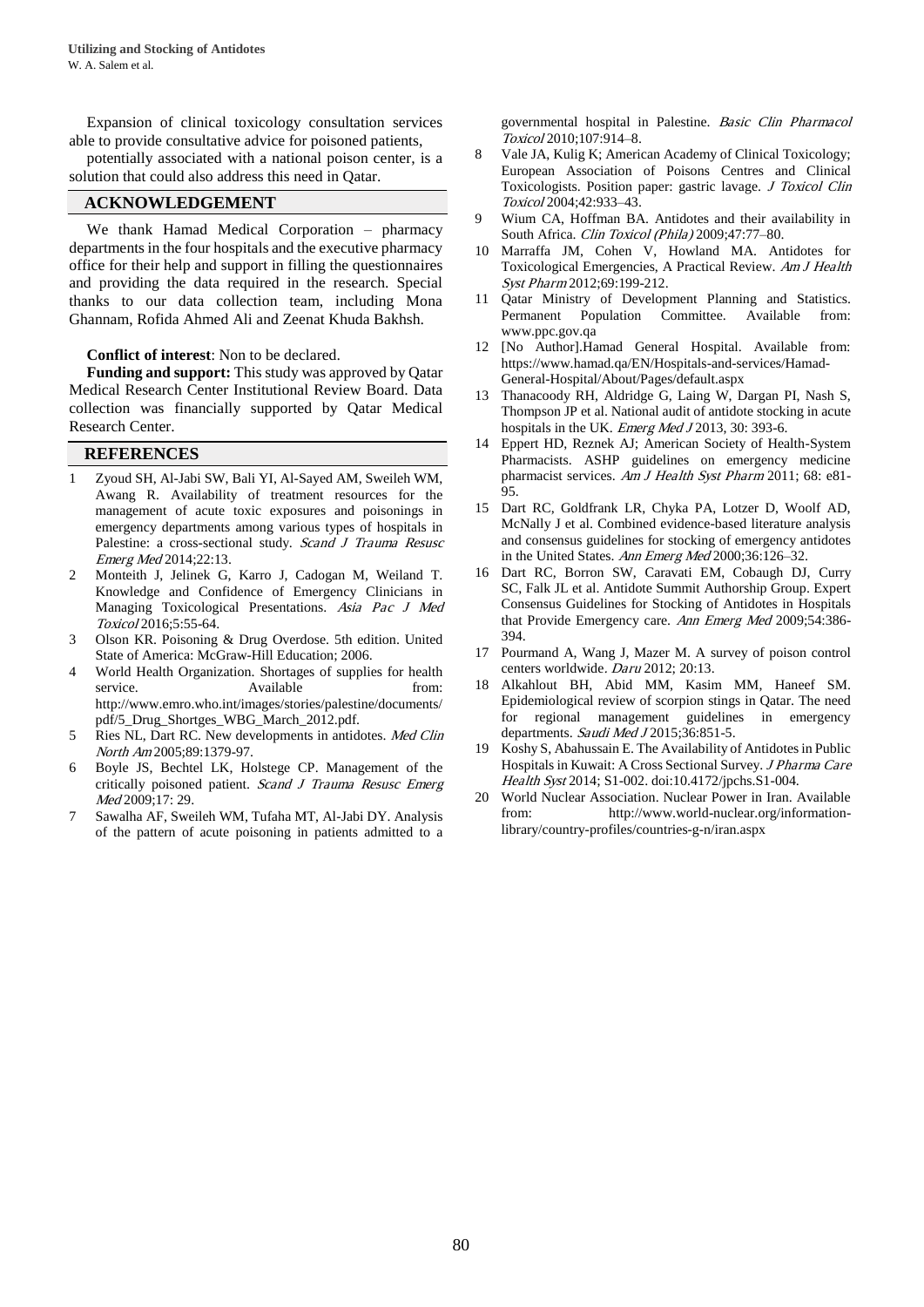Expansion of clinical toxicology consultation services able to provide consultative advice for poisoned patients,

potentially associated with a national poison center, is a solution that could also address this need in Qatar.

## ACKNOWLEDGEMENT

We thank Hamad Medical Corporation – pharmacy departments in the four hospitals and the executive pharmacy office for their help and support in filling the questionnaires and providing the data required in the research. Special thanks to our data collection team, including Mona Ghannam, Rofida Ahmed Ali and Zeenat Khuda Bakhsh.

**Conflict of interest**: Non to be declared.

**Funding and support:** This study was approved by Qatar Medical Research Center Institutional Review Board. Data collection was financially supported by Qatar Medical Research Center.

## REFERENCES

1. Zyoud SH, Al-Jabi SW, Bali YI, Al-Sayed AM, Sweileh WM, Awang R. Availability of treatment resources for the management of acute toxic exposures and poisonings in emergency departments among various types of hospitals in Palestine: a cross-sectional study. *Scand J Trauma Resusc Emerg Med* 2014;22:13.
2. Monteith J, Jelinek G, Karro J, Cadogan M, Weiland T. Knowledge and Confidence of Emergency Clinicians in Managing Toxicological Presentations. *Asia Pac J Med Toxicol* 2016;5:55-64.
3. Olson KR. Poisoning & Drug Overdose. 5th edition. United State of America: McGraw-Hill Education; 2006.
4. World Health Organization. Shortages of supplies for health service. Available from: http://www.emro.who.int/images/stories/palestine/documents/pdf/5_Drug_Shortges_WBG_March_2012.pdf.
5. Ries NL, Dart RC. New developments in antidotes. *Med Clin North Am* 2005;89:1379-97.
6. Boyle JS, Bechtel LK, Holstege CP. Management of the critically poisoned patient. *Scand J Trauma Resusc Emerg Med* 2009;17: 29.
7. Sawalha AF, Sweileh WM, Tufaha MT, Al-Jabi DY. Analysis of the pattern of acute poisoning in patients admitted to a governmental hospital in Palestine. *Basic Clin Pharmacol Toxicol* 2010;107:914–8.
8. Vale JA, Kulig K; American Academy of Clinical Toxicology; European Association of Poisons Centres and Clinical Toxicologists. Position paper: gastric lavage. *J Toxicol Clin Toxicol* 2004;42:933–43.
9. Wium CA, Hoffman BA. Antidotes and their availability in South Africa. *Clin Toxicol (Phila)* 2009;47:77–80.
10. Marraffa JM, Cohen V, Howland MA. Antidotes for Toxicological Emergencies, A Practical Review. *Am J Health Syst Pharm* 2012;69:199-212.
11. Qatar Ministry of Development Planning and Statistics. Permanent Population Committee. Available from: www.ppc.gov.qa
12. [No Author].Hamad General Hospital. Available from: https://www.hamad.qa/EN/Hospitals-and-services/Hamad-General-Hospital/About/Pages/default.aspx
13. Thanacoody RH, Aldridge G, Laing W, Dargan PI, Nash S, Thompson JP et al. National audit of antidote stocking in acute hospitals in the UK. *Emerg Med J* 2013, 30: 393-6.
14. Eppert HD, Reznek AJ; American Society of Health-System Pharmacists. ASHP guidelines on emergency medicine pharmacist services. *Am J Health Syst Pharm* 2011; 68: e81-95.
15. Dart RC, Goldfrank LR, Chyka PA, Lotzer D, Woolf AD, McNally J et al. Combined evidence-based literature analysis and consensus guidelines for stocking of emergency antidotes in the United States. *Ann Emerg Med* 2000;36:126–32.
16. Dart RC, Borron SW, Caravati EM, Cobaugh DJ, Curry SC, Falk JL et al. Antidote Summit Authorship Group. Expert Consensus Guidelines for Stocking of Antidotes in Hospitals that Provide Emergency care. *Ann Emerg Med* 2009;54:386-394.
17. Pourmand A, Wang J, Mazer M. A survey of poison control centers worldwide. *Daru* 2012; 20:13.
18. Alkahlout BH, Abid MM, Kasim MM, Haneef SM. Epidemiological review of scorpion stings in Qatar. The need for regional management guidelines in emergency departments. *Saudi Med J* 2015;36:851-5.
19. Koshy S, Abahussain E. The Availability of Antidotes in Public Hospitals in Kuwait: A Cross Sectional Survey. *J Pharma Care Health Syst* 2014; S1-002. doi:10.4172/jpchs.S1-004.
20. World Nuclear Association. Nuclear Power in Iran. Available from: http://www.world-nuclear.org/information-library/country-profiles/countries-g-n/iran.aspx